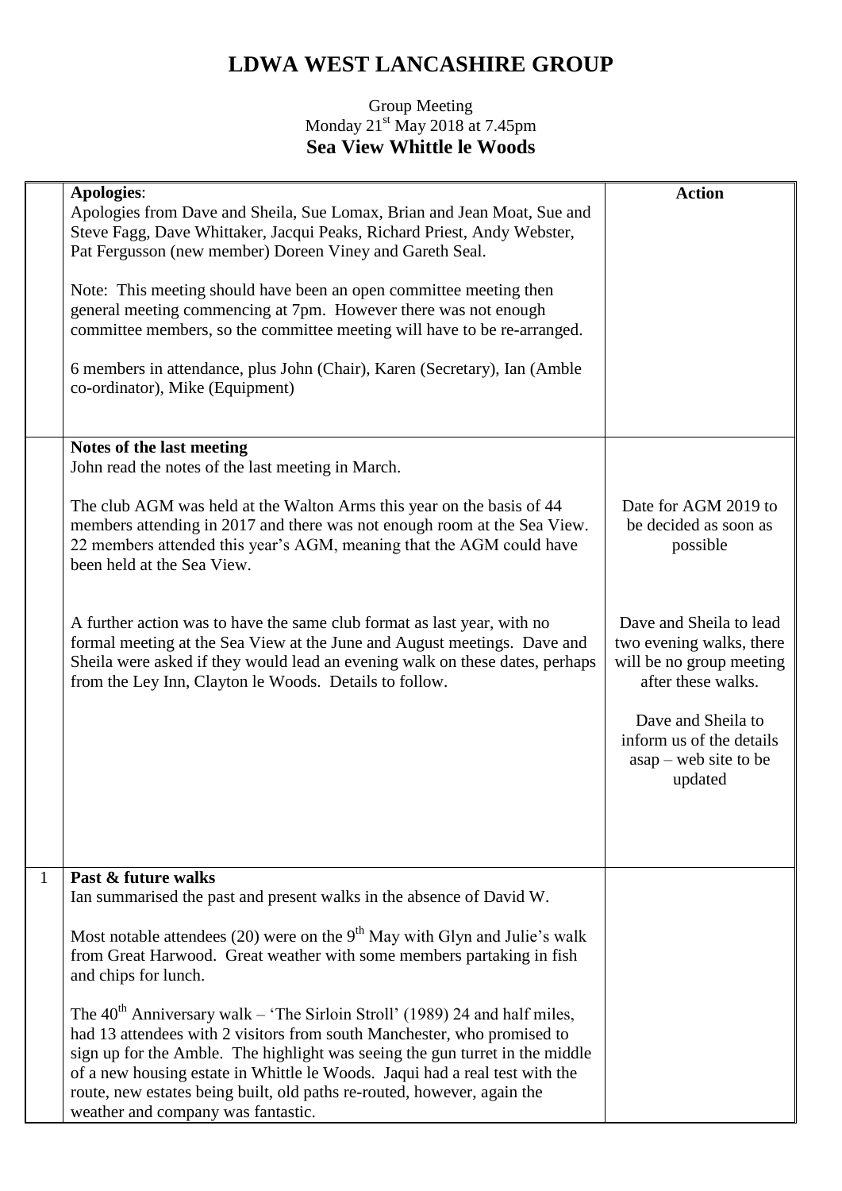# LDWA WEST LANCASHIRE GROUP

Group Meeting
Monday 21st May 2018 at 7.45pm
**Sea View Whittle le Woods**

| | | Action |
|---|---|---|
| | **Apologies**:<br>Apologies from Dave and Sheila, Sue Lomax, Brian and Jean Moat, Sue and Steve Fagg, Dave Whittaker, Jacqui Peaks, Richard Priest, Andy Webster, Pat Fergusson (new member) Doreen Viney and Gareth Seal.<br><br>Note: This meeting should have been an open committee meeting then general meeting commencing at 7pm. However there was not enough committee members, so the committee meeting will have to be re-arranged.<br><br>6 members in attendance, plus John (Chair), Karen (Secretary), Ian (Amble co-ordinator), Mike (Equipment) | |
| | **Notes of the last meeting**<br>John read the notes of the last meeting in March.<br><br>The club AGM was held at the Walton Arms this year on the basis of 44 members attending in 2017 and there was not enough room at the Sea View. 22 members attended this year's AGM, meaning that the AGM could have been held at the Sea View.<br><br>A further action was to have the same club format as last year, with no formal meeting at the Sea View at the June and August meetings. Dave and Sheila were asked if they would lead an evening walk on these dates, perhaps from the Ley Inn, Clayton le Woods. Details to follow. | Date for AGM 2019 to be decided as soon as possible<br><br>Dave and Sheila to lead two evening walks, there will be no group meeting after these walks.<br><br>Dave and Sheila to inform us of the details asap – web site to be updated |
| 1 | **Past & future walks**<br>Ian summarised the past and present walks in the absence of David W.<br><br>Most notable attendees (20) were on the 9th May with Glyn and Julie's walk from Great Harwood. Great weather with some members partaking in fish and chips for lunch.<br><br>The 40th Anniversary walk – 'The Sirloin Stroll' (1989) 24 and half miles, had 13 attendees with 2 visitors from south Manchester, who promised to sign up for the Amble. The highlight was seeing the gun turret in the middle of a new housing estate in Whittle le Woods. Jaqui had a real test with the route, new estates being built, old paths re-routed, however, again the weather and company was fantastic. | |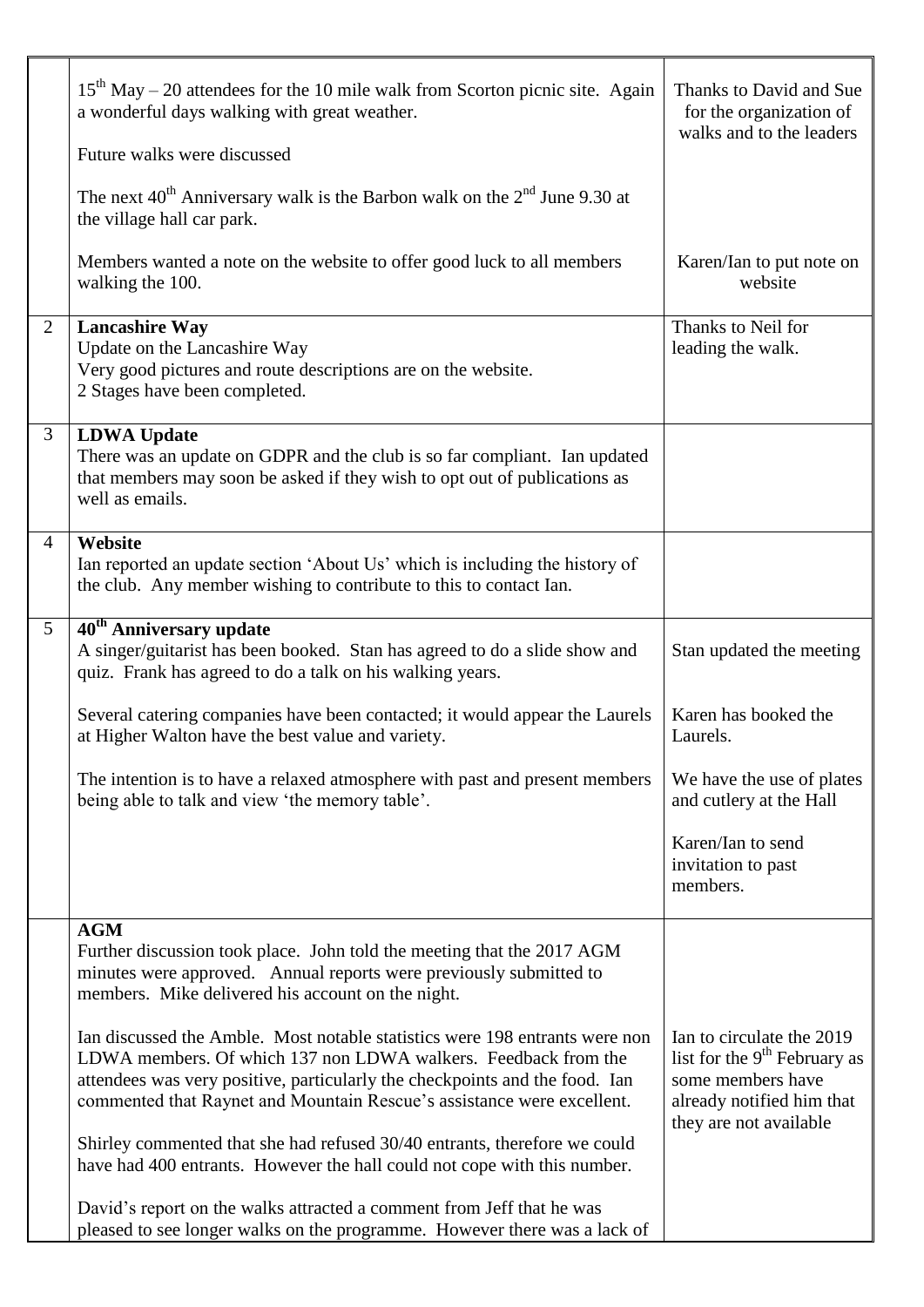| | | |
|---|---|---|
| | $15^{th}$ May – 20 attendees for the 10 mile walk from Scorton picnic site. Again a wonderful days walking with great weather.<br><br>Future walks were discussed<br><br>The next $40^{th}$ Anniversary walk is the Barbon walk on the $2^{nd}$ June 9.30 at the village hall car park.<br><br>Members wanted a note on the website to offer good luck to all members walking the 100. | Thanks to David and Sue for the organization of walks and to the leaders<br><br>Karen/Ian to put note on website |
| 2 | **Lancashire Way**<br>Update on the Lancashire Way<br>Very good pictures and route descriptions are on the website.<br>2 Stages have been completed. | Thanks to Neil for leading the walk. |
| 3 | **LDWA Update**<br>There was an update on GDPR and the club is so far compliant. Ian updated that members may soon be asked if they wish to opt out of publications as well as emails. | |
| 4 | **Website**<br>Ian reported an update section 'About Us' which is including the history of the club. Any member wishing to contribute to this to contact Ian. | |
| 5 | **$40^{th}$ Anniversary update**<br>A singer/guitarist has been booked. Stan has agreed to do a slide show and quiz. Frank has agreed to do a talk on his walking years.<br><br>Several catering companies have been contacted; it would appear the Laurels at Higher Walton have the best value and variety.<br><br>The intention is to have a relaxed atmosphere with past and present members being able to talk and view 'the memory table'. | Stan updated the meeting<br><br>Karen has booked the Laurels.<br><br>We have the use of plates and cutlery at the Hall<br><br>Karen/Ian to send invitation to past members. |
| | **AGM**<br>Further discussion took place. John told the meeting that the 2017 AGM minutes were approved. Annual reports were previously submitted to members. Mike delivered his account on the night.<br><br>Ian discussed the Amble. Most notable statistics were 198 entrants were non LDWA members. Of which 137 non LDWA walkers. Feedback from the attendees was very positive, particularly the checkpoints and the food. Ian commented that Raynet and Mountain Rescue's assistance were excellent.<br><br>Shirley commented that she had refused 30/40 entrants, therefore we could have had 400 entrants. However the hall could not cope with this number.<br><br>David's report on the walks attracted a comment from Jeff that he was pleased to see longer walks on the programme. However there was a lack of | Ian to circulate the 2019 list for the $9^{th}$ February as some members have already notified him that they are not available |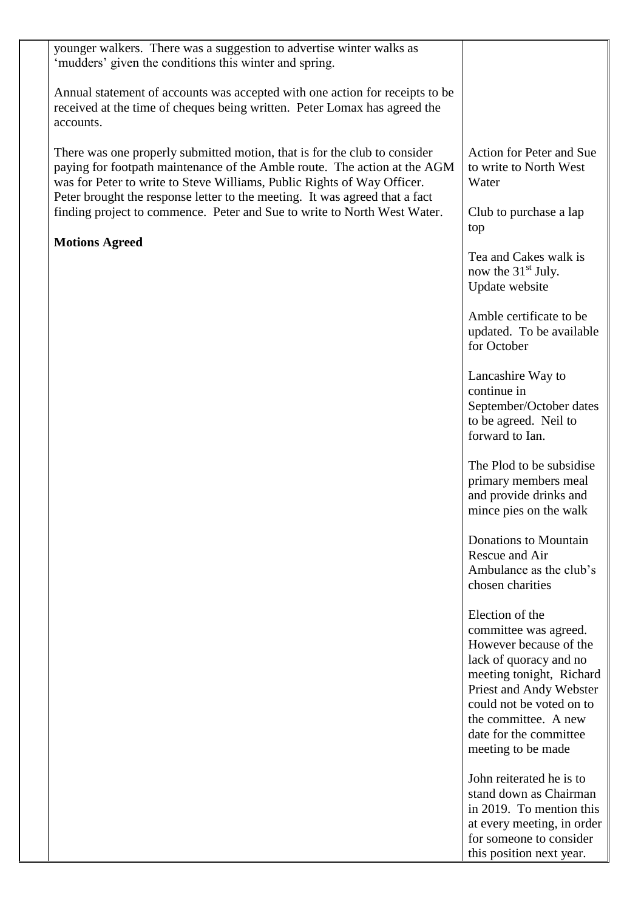| | | |
|---|---|---|
| | younger walkers. There was a suggestion to advertise winter walks as 'mudders' given the conditions this winter and spring.<br><br>Annual statement of accounts was accepted with one action for receipts to be received at the time of cheques being written. Peter Lomax has agreed the accounts.<br><br>There was one properly submitted motion, that is for the club to consider paying for footpath maintenance of the Amble route. The action at the AGM was for Peter to write to Steve Williams, Public Rights of Way Officer. Peter brought the response letter to the meeting. It was agreed that a fact finding project to commence. Peter and Sue to write to North West Water.<br><br>**Motions Agreed** | Action for Peter and Sue to write to North West Water<br><br>Club to purchase a lap top<br><br>Tea and Cakes walk is now the 31st July. Update website<br><br>Amble certificate to be updated. To be available for October<br><br>Lancashire Way to continue in September/October dates to be agreed. Neil to forward to Ian.<br><br>The Plod to be subsidise primary members meal and provide drinks and mince pies on the walk<br><br>Donations to Mountain Rescue and Air Ambulance as the club's chosen charities<br><br>Election of the committee was agreed. However because of the lack of quoracy and no meeting tonight, Richard Priest and Andy Webster could not be voted on to the committee. A new date for the committee meeting to be made<br><br>John reiterated he is to stand down as Chairman in 2019. To mention this at every meeting, in order for someone to consider this position next year. |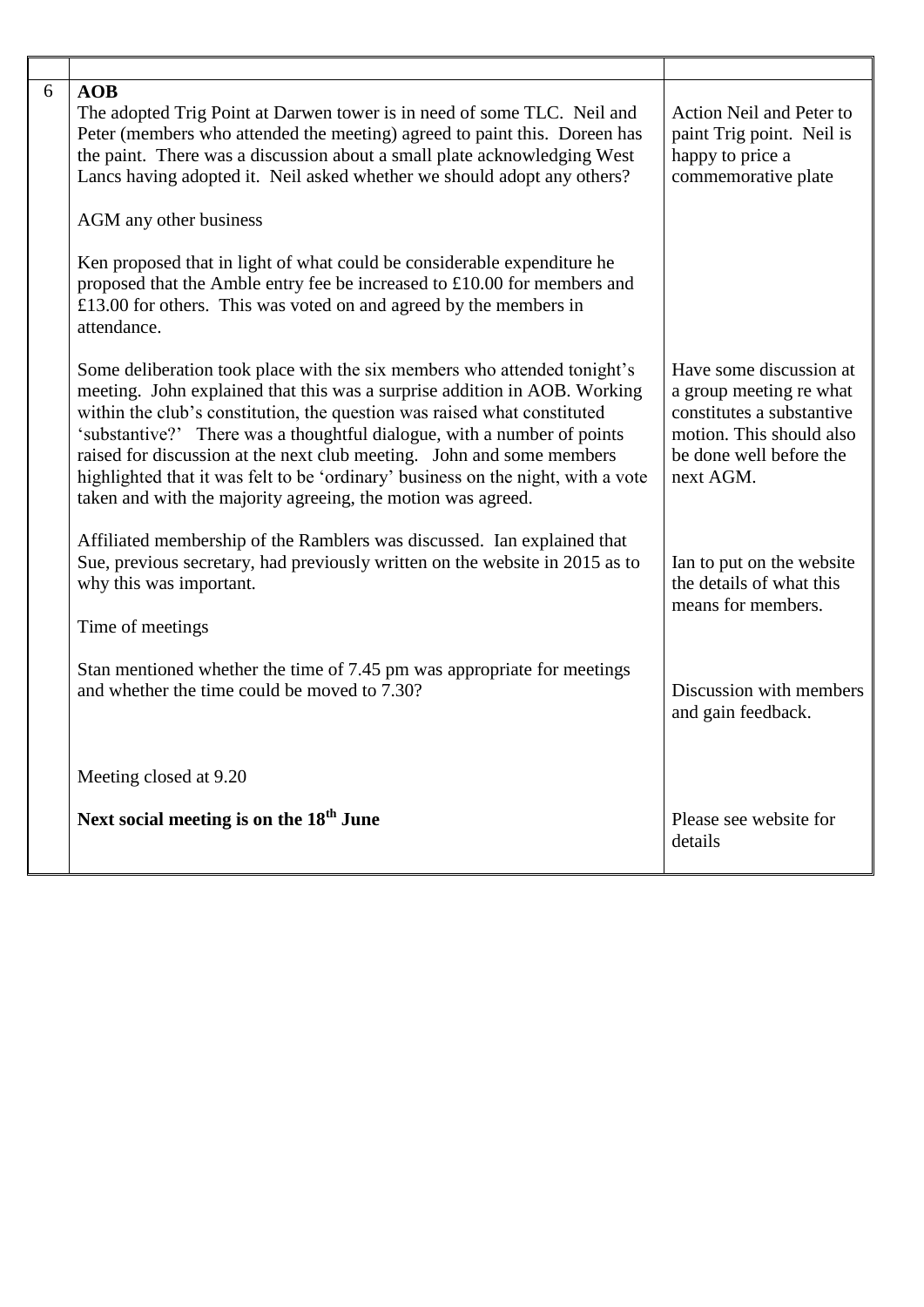| | | |
|---|---|---|
| 6 | **AOB**<br>The adopted Trig Point at Darwen tower is in need of some TLC. Neil and Peter (members who attended the meeting) agreed to paint this. Doreen has the paint. There was a discussion about a small plate acknowledging West Lancs having adopted it. Neil asked whether we should adopt any others? | Action Neil and Peter to paint Trig point. Neil is happy to price a commemorative plate |
| | AGM any other business | |
| | Ken proposed that in light of what could be considerable expenditure he proposed that the Amble entry fee be increased to £10.00 for members and £13.00 for others. This was voted on and agreed by the members in attendance. | |
| | Some deliberation took place with the six members who attended tonight's meeting. John explained that this was a surprise addition in AOB. Working within the club's constitution, the question was raised what constituted 'substantive?' There was a thoughtful dialogue, with a number of points raised for discussion at the next club meeting. John and some members highlighted that it was felt to be 'ordinary' business on the night, with a vote taken and with the majority agreeing, the motion was agreed. | Have some discussion at a group meeting re what constitutes a substantive motion. This should also be done well before the next AGM. |
| | Affiliated membership of the Ramblers was discussed. Ian explained that Sue, previous secretary, had previously written on the website in 2015 as to why this was important. | Ian to put on the website the details of what this means for members. |
| | Time of meetings | |
| | Stan mentioned whether the time of 7.45 pm was appropriate for meetings and whether the time could be moved to 7.30? | Discussion with members and gain feedback. |
| | Meeting closed at 9.20 | |
| | **Next social meeting is on the 18th June** | Please see website for details |